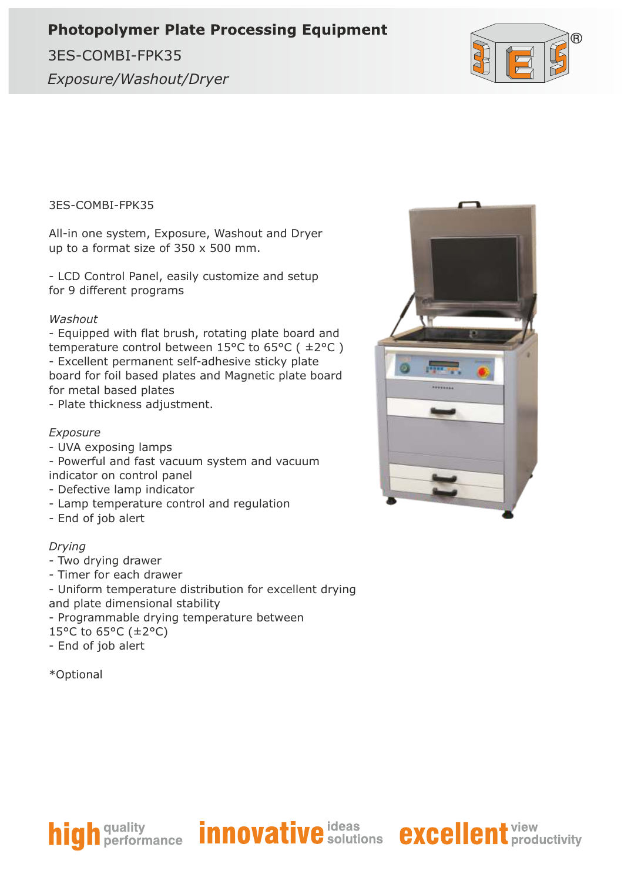# Photopolymer Plate Processing Equipment

## 3ES-COMBI-FPK35

*Exposure/Washout/Dryer*

3ES-COMBI-FPK35

All-in one system, Exposure, Washout and Dryer up to a format size of 350 x 500 mm.

- LCD Control Panel, easily customize and setup for 9 different programs

*Washout*

- Equipped with flat brush, rotating plate board and temperature control between 15°C to 65°C ( ±2°C )
- Excellent permanent self-adhesive sticky plate board for foil based plates and Magnetic plate board for metal based plates
- Plate thickness adjustment.

*Exposure*

- UVA exposing lamps
- Powerful and fast vacuum system and vacuum indicator on control panel
- Defective lamp indicator
- Lamp temperature control and regulation
- End of job alert

*Drying*

- Two drying drawer
- Timer for each drawer
- Uniform temperature distribution for excellent drying and plate dimensional stability
- Programmable drying temperature between 15°C to 65°C (±2°C)
- End of job alert

*Optional

**high** quality performance **innovative** ideas solutions **excellent** view productivity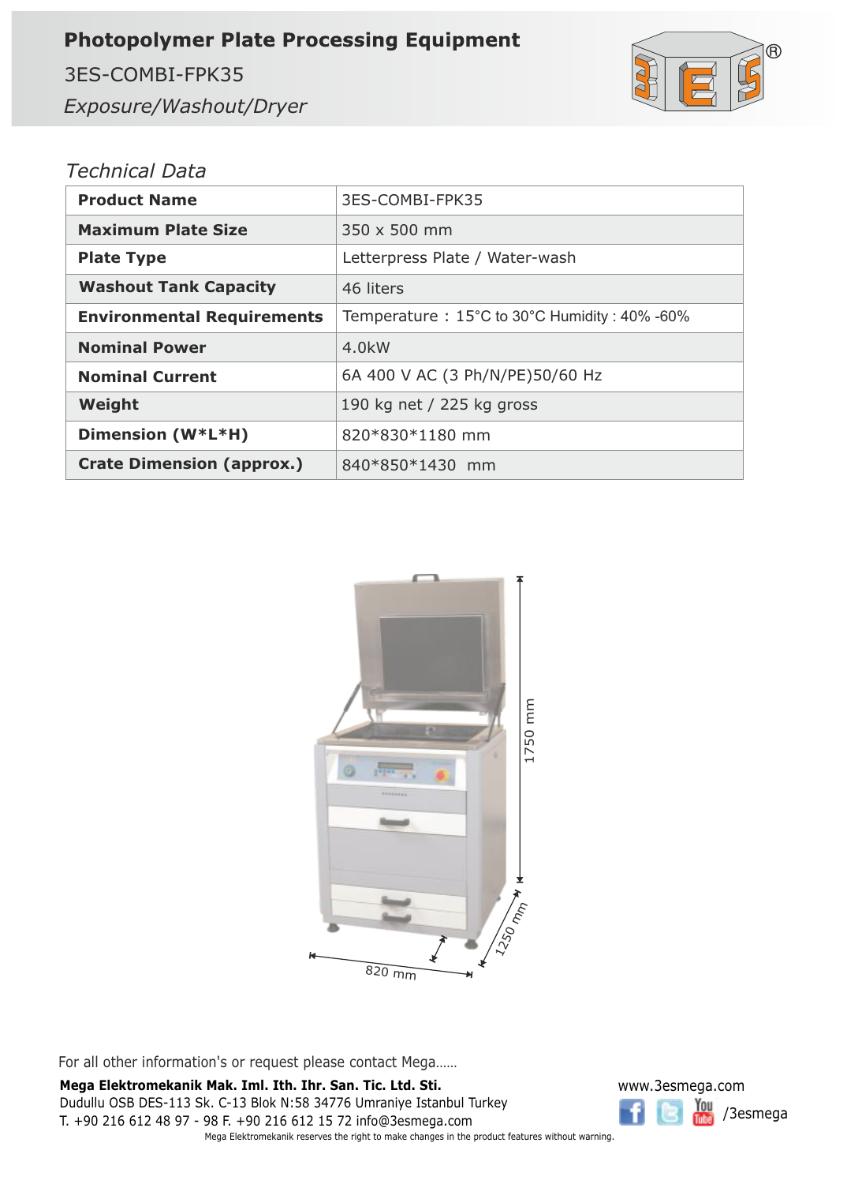# Photopolymer Plate Processing Equipment

3ES-COMBI-FPK35

*Exposure/Washout/Dryer*

## *Technical Data*

| | |
|---|---|
| **Product Name** | 3ES-COMBI-FPK35 |
| **Maximum Plate Size** | 350 x 500 mm |
| **Plate Type** | Letterpress Plate / Water-wash |
| **Washout Tank Capacity** | 46 liters |
| **Environmental Requirements** | Temperature：15°C to 30°C Humidity : 40% -60% |
| **Nominal Power** | 4.0kW |
| **Nominal Current** | 6A 400 V AC (3 Ph/N/PE)50/60 Hz |
| **Weight** | 190 kg net / 225 kg gross |
| **Dimension (W*L*H)** | 820*830*1180 mm |
| **Crate Dimension (approx.)** | 840*850*1430 mm |

1750 mm

1250 mm

820 mm

For all other information's or request please contact Mega……

**Mega Elektromekanik Mak. Iml. Ith. Ihr. San. Tic. Ltd. Sti.**
Dudullu OSB DES-113 Sk. C-13 Blok N:58 34776 Umraniye Istanbul Turkey
T. +90 216 612 48 97 - 98 F. +90 216 612 15 72 info@3esmega.com

www.3esmega.com

/3esmega

Mega Elektromekanik reserves the right to make changes in the product features without warning.